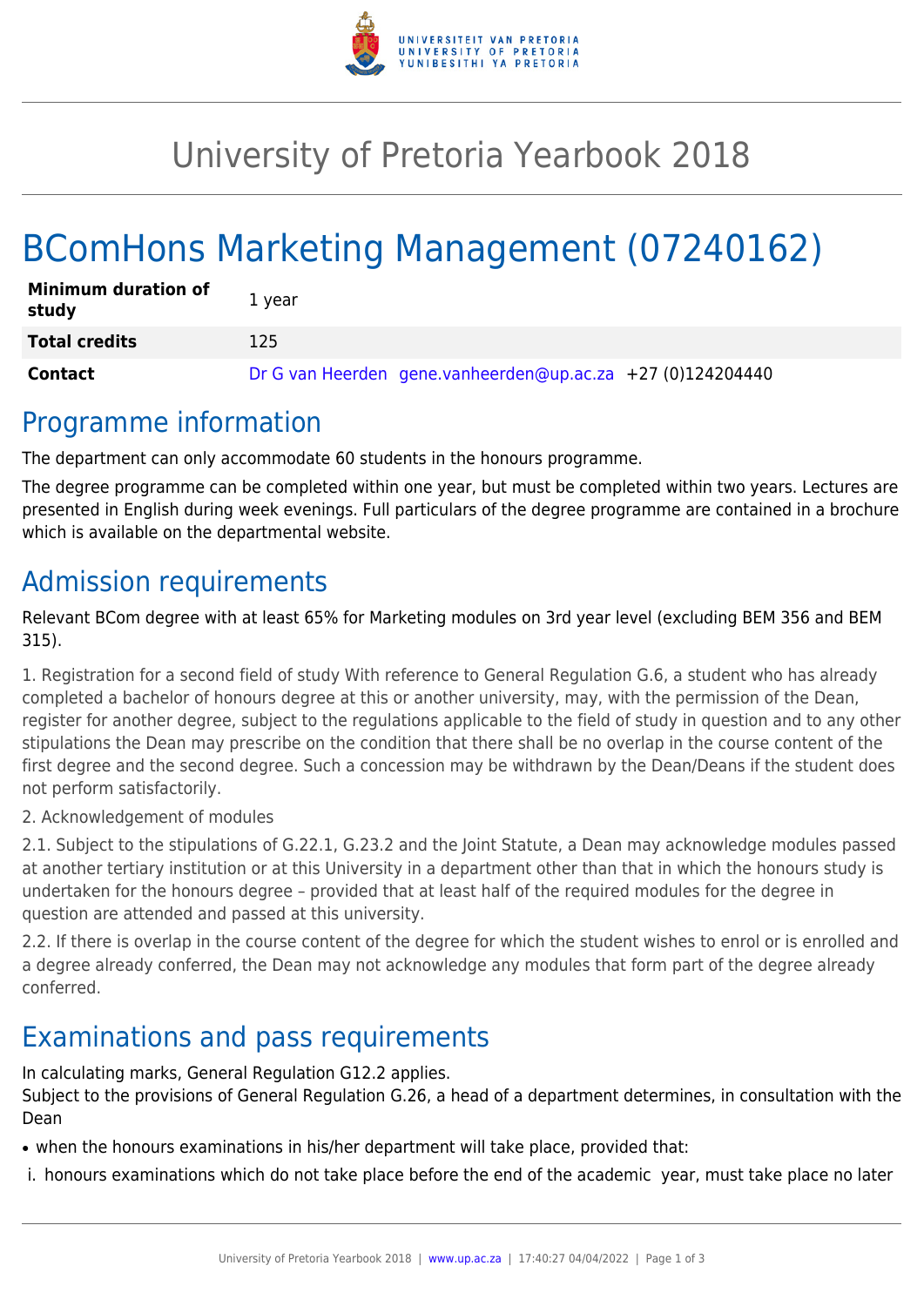# University of Pretoria Yearbook 2018

# BComHons Marketing Management (07240162)

| | |
|---|---|
| **Minimum duration of study** | 1 year |
| **Total credits** | 125 |
| **Contact** | Dr G van Heerden gene.vanheerden@up.ac.za +27 (0)124204440 |

## Programme information

The department can only accommodate 60 students in the honours programme.

The degree programme can be completed within one year, but must be completed within two years. Lectures are presented in English during week evenings. Full particulars of the degree programme are contained in a brochure which is available on the departmental website.

## Admission requirements

Relevant BCom degree with at least 65% for Marketing modules on 3rd year level (excluding BEM 356 and BEM 315).

1. Registration for a second field of study With reference to General Regulation G.6, a student who has already completed a bachelor of honours degree at this or another university, may, with the permission of the Dean, register for another degree, subject to the regulations applicable to the field of study in question and to any other stipulations the Dean may prescribe on the condition that there shall be no overlap in the course content of the first degree and the second degree. Such a concession may be withdrawn by the Dean/Deans if the student does not perform satisfactorily.

2. Acknowledgement of modules

2.1. Subject to the stipulations of G.22.1, G.23.2 and the Joint Statute, a Dean may acknowledge modules passed at another tertiary institution or at this University in a department other than that in which the honours study is undertaken for the honours degree – provided that at least half of the required modules for the degree in question are attended and passed at this university.

2.2. If there is overlap in the course content of the degree for which the student wishes to enrol or is enrolled and a degree already conferred, the Dean may not acknowledge any modules that form part of the degree already conferred.

## Examinations and pass requirements

In calculating marks, General Regulation G12.2 applies.
Subject to the provisions of General Regulation G.26, a head of a department determines, in consultation with the Dean

- when the honours examinations in his/her department will take place, provided that:

i. honours examinations which do not take place before the end of the academic year, must take place no later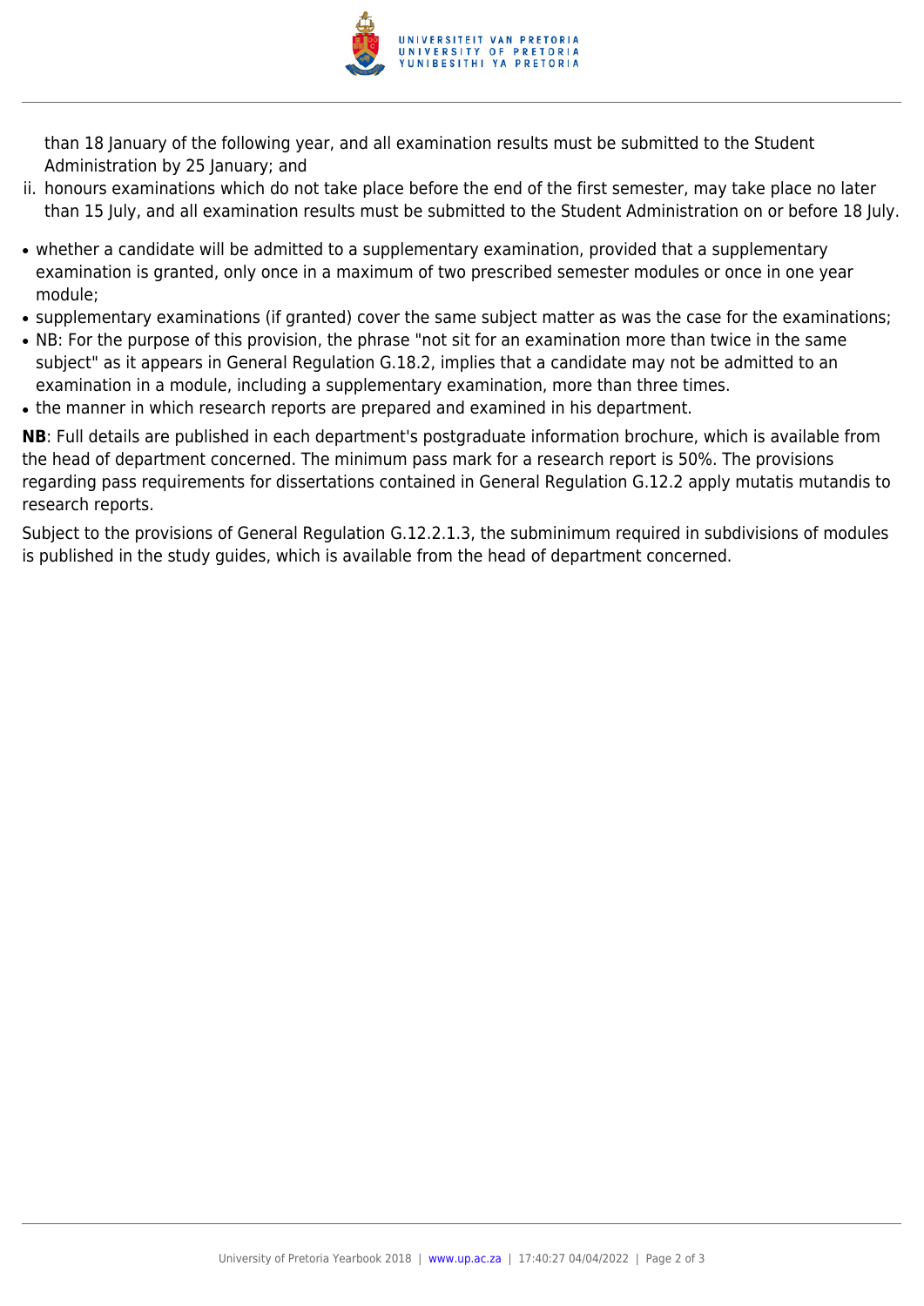than 18 January of the following year, and all examination results must be submitted to the Student Administration by 25 January; and

ii. honours examinations which do not take place before the end of the first semester, may take place no later than 15 July, and all examination results must be submitted to the Student Administration on or before 18 July.

- whether a candidate will be admitted to a supplementary examination, provided that a supplementary examination is granted, only once in a maximum of two prescribed semester modules or once in one year module;
- supplementary examinations (if granted) cover the same subject matter as was the case for the examinations;
- NB: For the purpose of this provision, the phrase "not sit for an examination more than twice in the same subject" as it appears in General Regulation G.18.2, implies that a candidate may not be admitted to an examination in a module, including a supplementary examination, more than three times.
- the manner in which research reports are prepared and examined in his department.

**NB**: Full details are published in each department's postgraduate information brochure, which is available from the head of department concerned. The minimum pass mark for a research report is 50%. The provisions regarding pass requirements for dissertations contained in General Regulation G.12.2 apply mutatis mutandis to research reports.

Subject to the provisions of General Regulation G.12.2.1.3, the subminimum required in subdivisions of modules is published in the study guides, which is available from the head of department concerned.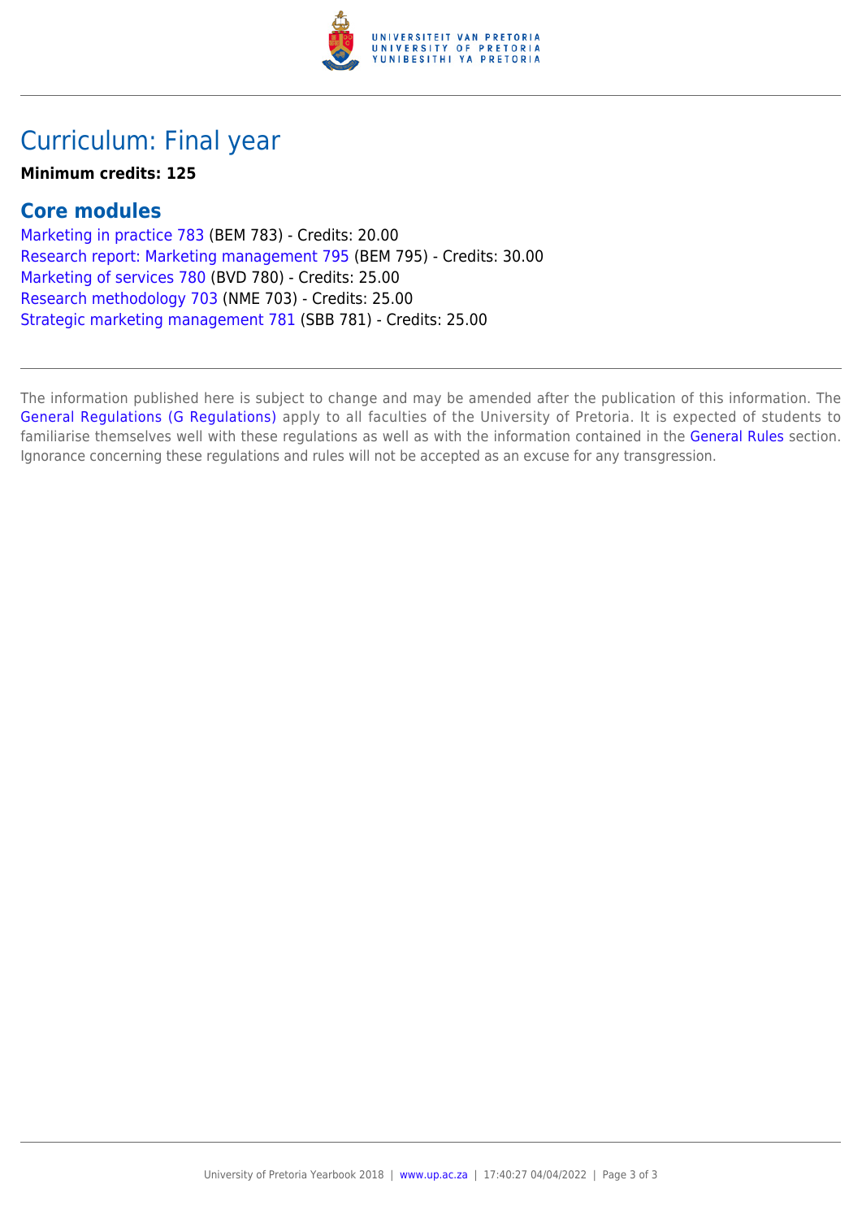# Curriculum: Final year

**Minimum credits: 125**

## Core modules

Marketing in practice 783 (BEM 783) - Credits: 20.00
Research report: Marketing management 795 (BEM 795) - Credits: 30.00
Marketing of services 780 (BVD 780) - Credits: 25.00
Research methodology 703 (NME 703) - Credits: 25.00
Strategic marketing management 781 (SBB 781) - Credits: 25.00

The information published here is subject to change and may be amended after the publication of this information. The General Regulations (G Regulations) apply to all faculties of the University of Pretoria. It is expected of students to familiarise themselves well with these regulations as well as with the information contained in the General Rules section. Ignorance concerning these regulations and rules will not be accepted as an excuse for any transgression.